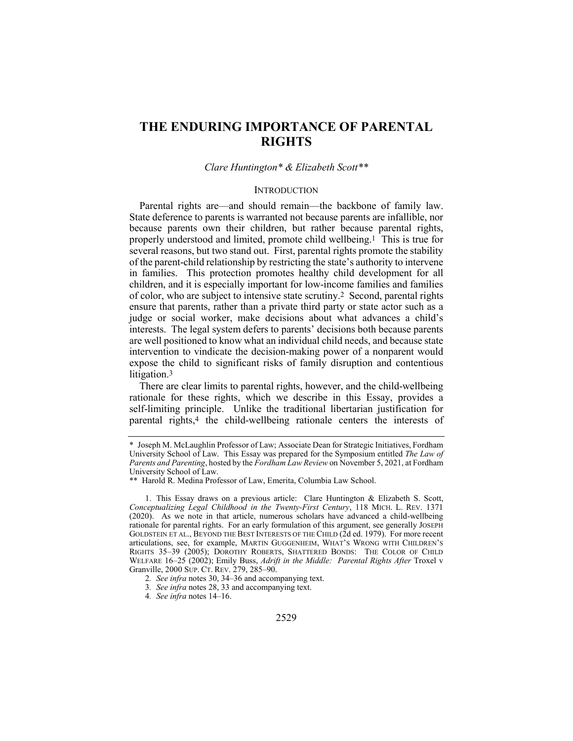# THE ENDURING IMPORTANCE OF PARENTAL RIGHTS

*Clare Huntington\* & Elizabeth Scott\*\**

## INTRODUCTION

Parental rights are—and should remain—the backbone of family law. State deference to parents is warranted not because parents are infallible, nor because parents own their children, but rather because parental rights, properly understood and limited, promote child wellbeing.[1] This is true for several reasons, but two stand out. First, parental rights promote the stability of the parent-child relationship by restricting the state's authority to intervene in families. This protection promotes healthy child development for all children, and it is especially important for low-income families and families of color, who are subject to intensive state scrutiny.[2] Second, parental rights ensure that parents, rather than a private third party or state actor such as a judge or social worker, make decisions about what advances a child's interests. The legal system defers to parents' decisions both because parents are well positioned to know what an individual child needs, and because state intervention to vindicate the decision-making power of a nonparent would expose the child to significant risks of family disruption and contentious litigation.[3]

There are clear limits to parental rights, however, and the child-wellbeing rationale for these rights, which we describe in this Essay, provides a self-limiting principle. Unlike the traditional libertarian justification for parental rights,[4] the child-wellbeing rationale centers the interests of

---

\* Joseph M. McLaughlin Professor of Law; Associate Dean for Strategic Initiatives, Fordham University School of Law. This Essay was prepared for the Symposium entitled *The Law of Parents and Parenting*, hosted by the *Fordham Law Review* on November 5, 2021, at Fordham University School of Law.

\*\* Harold R. Medina Professor of Law, Emerita, Columbia Law School.

1. This Essay draws on a previous article: Clare Huntington & Elizabeth S. Scott, *Conceptualizing Legal Childhood in the Twenty-First Century*, 118 MICH. L. REV. 1371 (2020). As we note in that article, numerous scholars have advanced a child-wellbeing rationale for parental rights. For an early formulation of this argument, see generally JOSEPH GOLDSTEIN ET AL., BEYOND THE BEST INTERESTS OF THE CHILD (2d ed. 1979). For more recent articulations, see, for example, MARTIN GUGGENHEIM, WHAT'S WRONG WITH CHILDREN'S RIGHTS 35–39 (2005); DOROTHY ROBERTS, SHATTERED BONDS: THE COLOR OF CHILD WELFARE 16–25 (2002); Emily Buss, *Adrift in the Middle: Parental Rights After* Troxel v Granville, 2000 SUP. CT. REV. 279, 285–90.

2. *See infra* notes 30, 34–36 and accompanying text.

3. *See infra* notes 28, 33 and accompanying text.

4. *See infra* notes 14–16.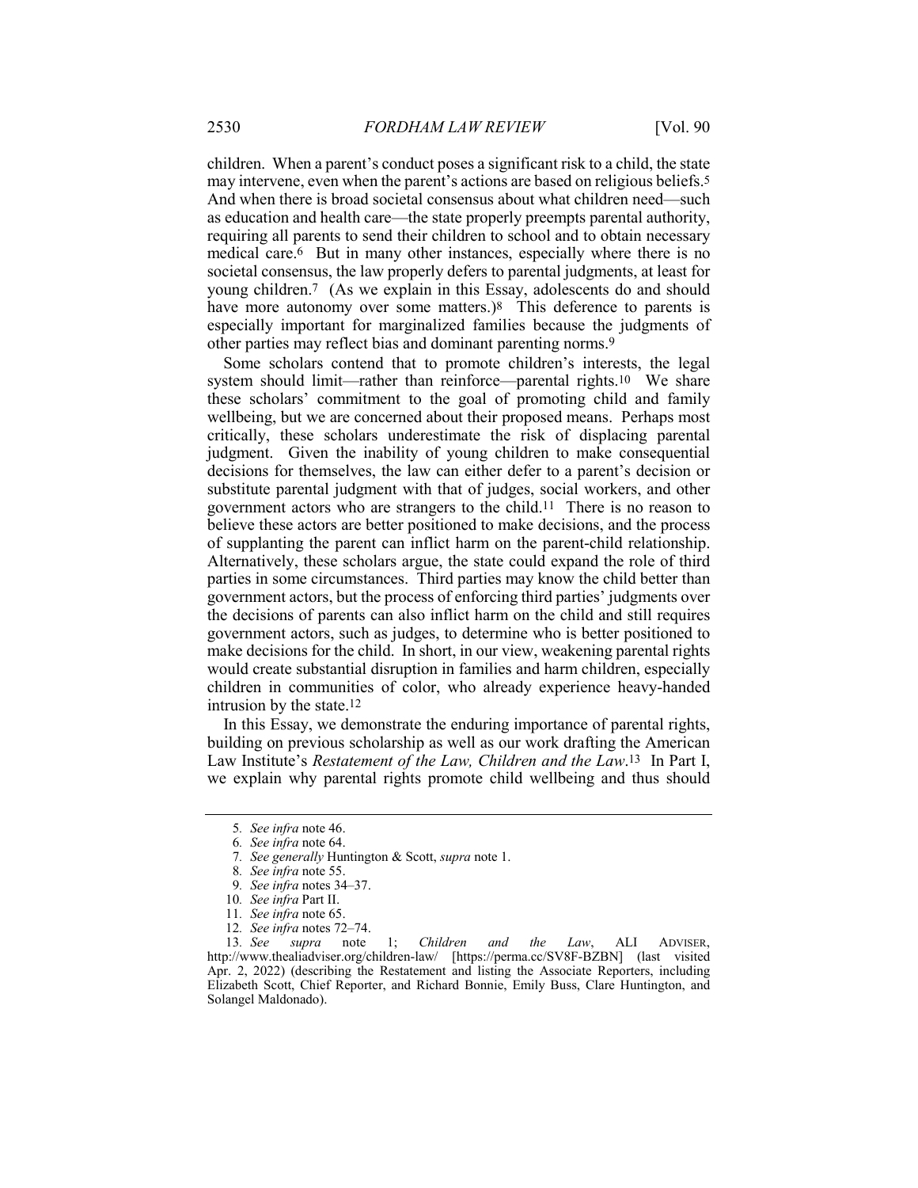children. When a parent's conduct poses a significant risk to a child, the state may intervene, even when the parent's actions are based on religious beliefs.[5] And when there is broad societal consensus about what children need—such as education and health care—the state properly preempts parental authority, requiring all parents to send their children to school and to obtain necessary medical care.[6] But in many other instances, especially where there is no societal consensus, the law properly defers to parental judgments, at least for young children.[7] (As we explain in this Essay, adolescents do and should have more autonomy over some matters.)[8] This deference to parents is especially important for marginalized families because the judgments of other parties may reflect bias and dominant parenting norms.[9]

Some scholars contend that to promote children's interests, the legal system should limit—rather than reinforce—parental rights.[10] We share these scholars' commitment to the goal of promoting child and family wellbeing, but we are concerned about their proposed means. Perhaps most critically, these scholars underestimate the risk of displacing parental judgment. Given the inability of young children to make consequential decisions for themselves, the law can either defer to a parent's decision or substitute parental judgment with that of judges, social workers, and other government actors who are strangers to the child.[11] There is no reason to believe these actors are better positioned to make decisions, and the process of supplanting the parent can inflict harm on the parent-child relationship. Alternatively, these scholars argue, the state could expand the role of third parties in some circumstances. Third parties may know the child better than government actors, but the process of enforcing third parties' judgments over the decisions of parents can also inflict harm on the child and still requires government actors, such as judges, to determine who is better positioned to make decisions for the child. In short, in our view, weakening parental rights would create substantial disruption in families and harm children, especially children in communities of color, who already experience heavy-handed intrusion by the state.[12]

In this Essay, we demonstrate the enduring importance of parental rights, building on previous scholarship as well as our work drafting the American Law Institute's *Restatement of the Law, Children and the Law*.[13] In Part I, we explain why parental rights promote child wellbeing and thus should

---

5. *See infra* note 46.

6. *See infra* note 64.

7. *See generally* Huntington & Scott, *supra* note 1.

8. *See infra* note 55.

9. *See infra* notes 34–37.

10. *See infra* Part II.

11. *See infra* note 65.

12. *See infra* notes 72–74.

13. *See supra* note 1; *Children and the Law*, ALI ADVISER, http://www.thealiadviser.org/children-law/ [https://perma.cc/SV8F-BZBN] (last visited Apr. 2, 2022) (describing the Restatement and listing the Associate Reporters, including Elizabeth Scott, Chief Reporter, and Richard Bonnie, Emily Buss, Clare Huntington, and Solangel Maldonado).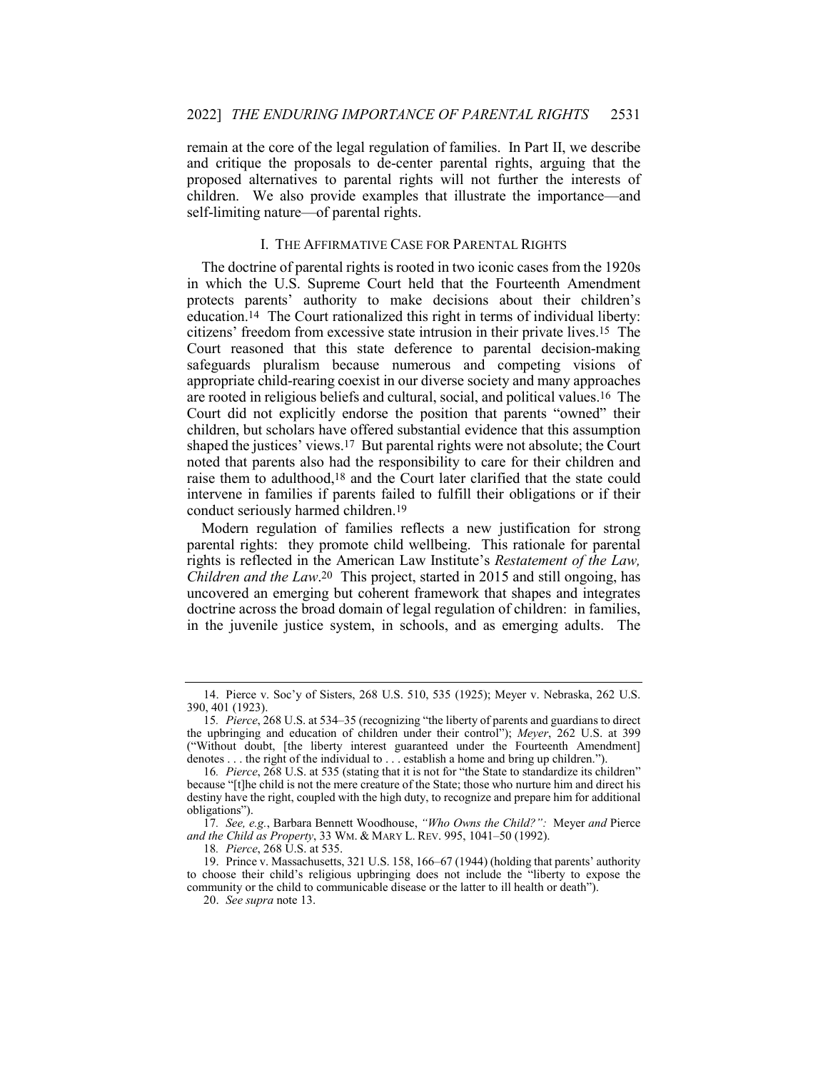remain at the core of the legal regulation of families. In Part II, we describe and critique the proposals to de-center parental rights, arguing that the proposed alternatives to parental rights will not further the interests of children. We also provide examples that illustrate the importance—and self-limiting nature—of parental rights.

## I. THE AFFIRMATIVE CASE FOR PARENTAL RIGHTS

The doctrine of parental rights is rooted in two iconic cases from the 1920s in which the U.S. Supreme Court held that the Fourteenth Amendment protects parents' authority to make decisions about their children's education.[14] The Court rationalized this right in terms of individual liberty: citizens' freedom from excessive state intrusion in their private lives.[15] The Court reasoned that this state deference to parental decision-making safeguards pluralism because numerous and competing visions of appropriate child-rearing coexist in our diverse society and many approaches are rooted in religious beliefs and cultural, social, and political values.[16] The Court did not explicitly endorse the position that parents "owned" their children, but scholars have offered substantial evidence that this assumption shaped the justices' views.[17] But parental rights were not absolute; the Court noted that parents also had the responsibility to care for their children and raise them to adulthood,[18] and the Court later clarified that the state could intervene in families if parents failed to fulfill their obligations or if their conduct seriously harmed children.[19]

Modern regulation of families reflects a new justification for strong parental rights: they promote child wellbeing. This rationale for parental rights is reflected in the American Law Institute's *Restatement of the Law, Children and the Law*.[20] This project, started in 2015 and still ongoing, has uncovered an emerging but coherent framework that shapes and integrates doctrine across the broad domain of legal regulation of children: in families, in the juvenile justice system, in schools, and as emerging adults. The

---

14. Pierce v. Soc'y of Sisters, 268 U.S. 510, 535 (1925); Meyer v. Nebraska, 262 U.S. 390, 401 (1923).

15. *Pierce*, 268 U.S. at 534–35 (recognizing "the liberty of parents and guardians to direct the upbringing and education of children under their control"); *Meyer*, 262 U.S. at 399 ("Without doubt, [the liberty interest guaranteed under the Fourteenth Amendment] denotes . . . the right of the individual to . . . establish a home and bring up children.").

16. *Pierce*, 268 U.S. at 535 (stating that it is not for "the State to standardize its children" because "[t]he child is not the mere creature of the State; those who nurture him and direct his destiny have the right, coupled with the high duty, to recognize and prepare him for additional obligations").

17. *See, e.g.*, Barbara Bennett Woodhouse, *"Who Owns the Child?": Meyer and Pierce and the Child as Property*, 33 WM. & MARY L. REV. 995, 1041–50 (1992).

18. *Pierce*, 268 U.S. at 535.

19. Prince v. Massachusetts, 321 U.S. 158, 166–67 (1944) (holding that parents' authority to choose their child's religious upbringing does not include the "liberty to expose the community or the child to communicable disease or the latter to ill health or death").

20. *See supra* note 13.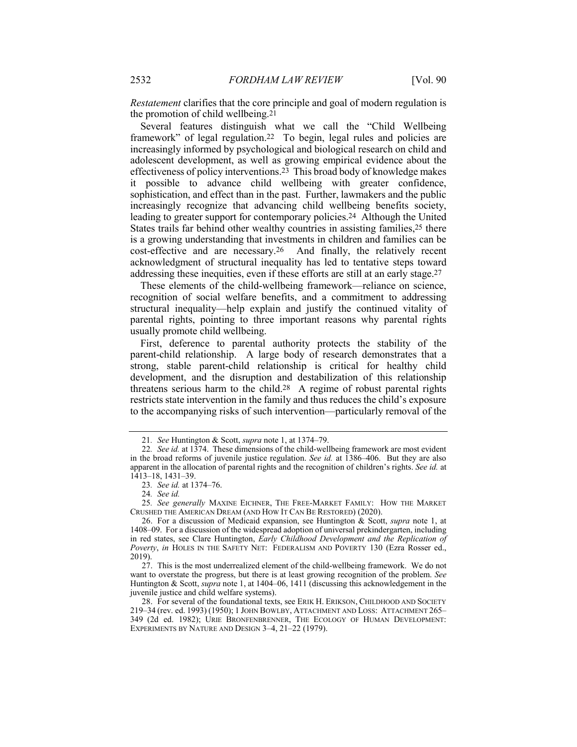*Restatement* clarifies that the core principle and goal of modern regulation is the promotion of child wellbeing.[21]

Several features distinguish what we call the "Child Wellbeing framework" of legal regulation.[22] To begin, legal rules and policies are increasingly informed by psychological and biological research on child and adolescent development, as well as growing empirical evidence about the effectiveness of policy interventions.[23] This broad body of knowledge makes it possible to advance child wellbeing with greater confidence, sophistication, and effect than in the past. Further, lawmakers and the public increasingly recognize that advancing child wellbeing benefits society, leading to greater support for contemporary policies.[24] Although the United States trails far behind other wealthy countries in assisting families,[25] there is a growing understanding that investments in children and families can be cost-effective and are necessary.[26] And finally, the relatively recent acknowledgment of structural inequality has led to tentative steps toward addressing these inequities, even if these efforts are still at an early stage.[27]

These elements of the child-wellbeing framework—reliance on science, recognition of social welfare benefits, and a commitment to addressing structural inequality—help explain and justify the continued vitality of parental rights, pointing to three important reasons why parental rights usually promote child wellbeing.

First, deference to parental authority protects the stability of the parent-child relationship. A large body of research demonstrates that a strong, stable parent-child relationship is critical for healthy child development, and the disruption and destabilization of this relationship threatens serious harm to the child.[28] A regime of robust parental rights restricts state intervention in the family and thus reduces the child's exposure to the accompanying risks of such intervention—particularly removal of the

---

21. *See* Huntington & Scott, *supra* note 1, at 1374–79.

22. *See id.* at 1374. These dimensions of the child-wellbeing framework are most evident in the broad reforms of juvenile justice regulation. *See id.* at 1386–406. But they are also apparent in the allocation of parental rights and the recognition of children's rights. *See id.* at 1413–18, 1431–39.

23. *See id.* at 1374–76.

24. *See id.*

25. *See generally* MAXINE EICHNER, THE FREE-MARKET FAMILY: HOW THE MARKET CRUSHED THE AMERICAN DREAM (AND HOW IT CAN BE RESTORED) (2020).

26. For a discussion of Medicaid expansion, see Huntington & Scott, *supra* note 1, at 1408–09. For a discussion of the widespread adoption of universal prekindergarten, including in red states, see Clare Huntington, *Early Childhood Development and the Replication of Poverty*, *in* HOLES IN THE SAFETY NET: FEDERALISM AND POVERTY 130 (Ezra Rosser ed., 2019).

27. This is the most underrealized element of the child-wellbeing framework. We do not want to overstate the progress, but there is at least growing recognition of the problem. *See* Huntington & Scott, *supra* note 1, at 1404–06, 1411 (discussing this acknowledgement in the juvenile justice and child welfare systems).

28. For several of the foundational texts, see ERIK H. ERIKSON, CHILDHOOD AND SOCIETY 219–34 (rev. ed. 1993) (1950); 1 JOHN BOWLBY, ATTACHMENT AND LOSS: ATTACHMENT 265–349 (2d ed. 1982); URIE BRONFENBRENNER, THE ECOLOGY OF HUMAN DEVELOPMENT: EXPERIMENTS BY NATURE AND DESIGN 3–4, 21–22 (1979).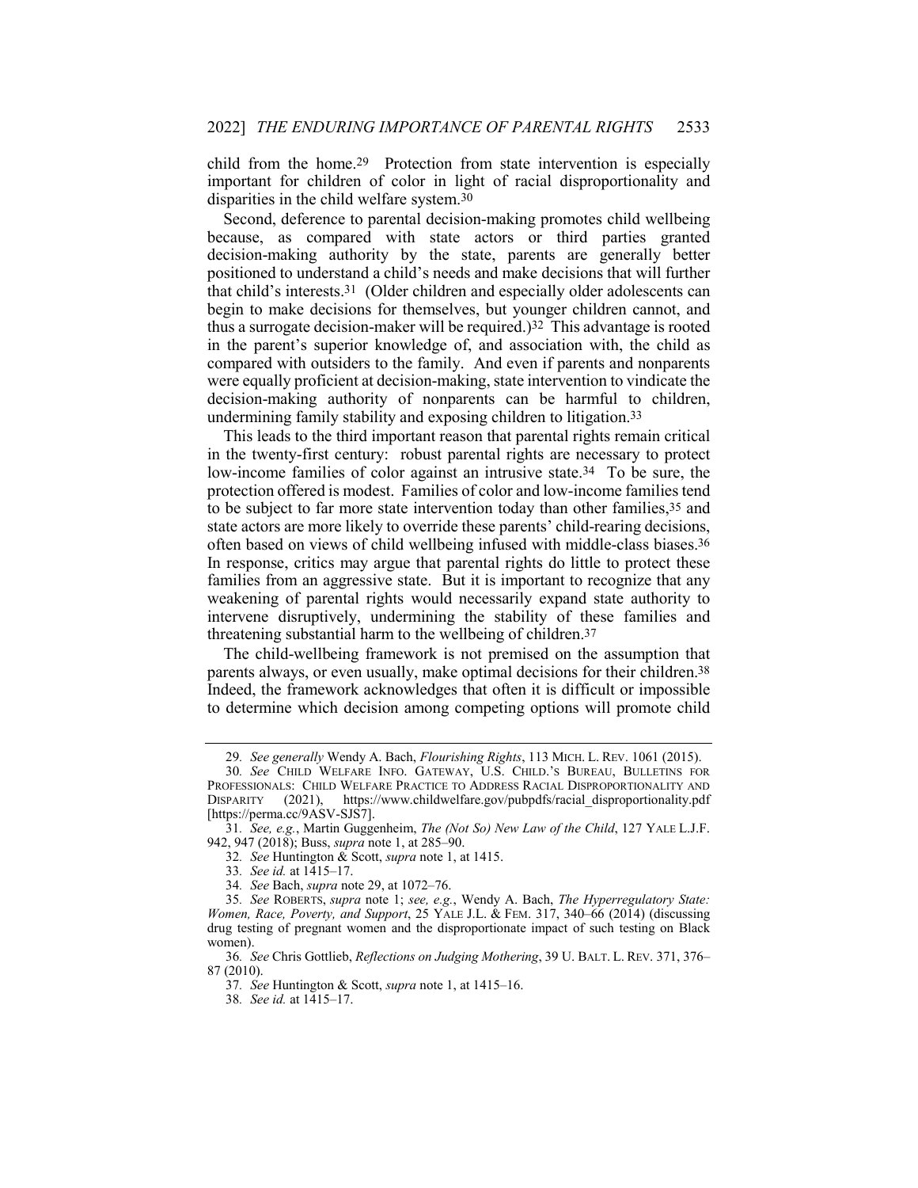child from the home.[29] Protection from state intervention is especially important for children of color in light of racial disproportionality and disparities in the child welfare system.[30]

Second, deference to parental decision-making promotes child wellbeing because, as compared with state actors or third parties granted decision-making authority by the state, parents are generally better positioned to understand a child's needs and make decisions that will further that child's interests.[31] (Older children and especially older adolescents can begin to make decisions for themselves, but younger children cannot, and thus a surrogate decision-maker will be required.)[32] This advantage is rooted in the parent's superior knowledge of, and association with, the child as compared with outsiders to the family. And even if parents and nonparents were equally proficient at decision-making, state intervention to vindicate the decision-making authority of nonparents can be harmful to children, undermining family stability and exposing children to litigation.[33]

This leads to the third important reason that parental rights remain critical in the twenty-first century: robust parental rights are necessary to protect low-income families of color against an intrusive state.[34] To be sure, the protection offered is modest. Families of color and low-income families tend to be subject to far more state intervention today than other families,[35] and state actors are more likely to override these parents' child-rearing decisions, often based on views of child wellbeing infused with middle-class biases.[36] In response, critics may argue that parental rights do little to protect these families from an aggressive state. But it is important to recognize that any weakening of parental rights would necessarily expand state authority to intervene disruptively, undermining the stability of these families and threatening substantial harm to the wellbeing of children.[37]

The child-wellbeing framework is not premised on the assumption that parents always, or even usually, make optimal decisions for their children.[38] Indeed, the framework acknowledges that often it is difficult or impossible to determine which decision among competing options will promote child

---

29. *See generally* Wendy A. Bach, *Flourishing Rights*, 113 MICH. L. REV. 1061 (2015).

30. *See* CHILD WELFARE INFO. GATEWAY, U.S. CHILD.'S BUREAU, BULLETINS FOR PROFESSIONALS: CHILD WELFARE PRACTICE TO ADDRESS RACIAL DISPROPORTIONALITY AND DISPARITY (2021), https://www.childwelfare.gov/pubpdfs/racial_disproportionality.pdf [https://perma.cc/9ASV-SJS7].

31. *See, e.g.*, Martin Guggenheim, *The (Not So) New Law of the Child*, 127 YALE L.J.F. 942, 947 (2018); Buss, *supra* note 1, at 285–90.

32. *See* Huntington & Scott, *supra* note 1, at 1415.

33. *See id.* at 1415–17.

34. *See* Bach, *supra* note 29, at 1072–76.

35. *See* ROBERTS, *supra* note 1; *see, e.g.*, Wendy A. Bach, *The Hyperregulatory State: Women, Race, Poverty, and Support*, 25 YALE J.L. & FEM. 317, 340–66 (2014) (discussing drug testing of pregnant women and the disproportionate impact of such testing on Black women).

36. *See* Chris Gottlieb, *Reflections on Judging Mothering*, 39 U. BALT. L. REV. 371, 376–87 (2010).

37. *See* Huntington & Scott, *supra* note 1, at 1415–16.

38. *See id.* at 1415–17.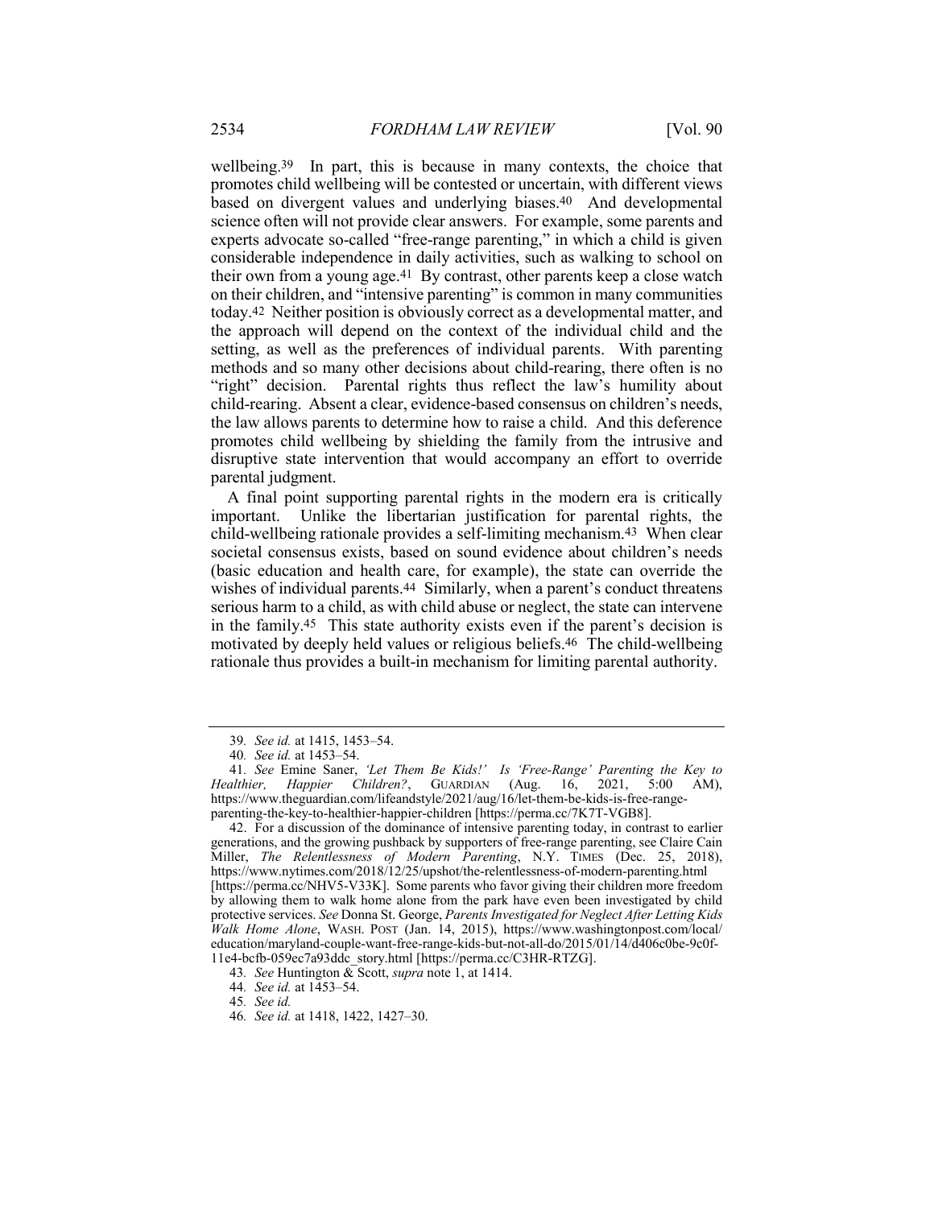wellbeing.[39] In part, this is because in many contexts, the choice that promotes child wellbeing will be contested or uncertain, with different views based on divergent values and underlying biases.[40] And developmental science often will not provide clear answers. For example, some parents and experts advocate so-called "free-range parenting," in which a child is given considerable independence in daily activities, such as walking to school on their own from a young age.[41] By contrast, other parents keep a close watch on their children, and "intensive parenting" is common in many communities today.[42] Neither position is obviously correct as a developmental matter, and the approach will depend on the context of the individual child and the setting, as well as the preferences of individual parents. With parenting methods and so many other decisions about child-rearing, there often is no "right" decision. Parental rights thus reflect the law's humility about child-rearing. Absent a clear, evidence-based consensus on children's needs, the law allows parents to determine how to raise a child. And this deference promotes child wellbeing by shielding the family from the intrusive and disruptive state intervention that would accompany an effort to override parental judgment.

A final point supporting parental rights in the modern era is critically important. Unlike the libertarian justification for parental rights, the child-wellbeing rationale provides a self-limiting mechanism.[43] When clear societal consensus exists, based on sound evidence about children's needs (basic education and health care, for example), the state can override the wishes of individual parents.[44] Similarly, when a parent's conduct threatens serious harm to a child, as with child abuse or neglect, the state can intervene in the family.[45] This state authority exists even if the parent's decision is motivated by deeply held values or religious beliefs.[46] The child-wellbeing rationale thus provides a built-in mechanism for limiting parental authority.

---

39. *See id.* at 1415, 1453–54.

40. *See id.* at 1453–54.

41. *See* Emine Saner, *'Let Them Be Kids!' Is 'Free-Range' Parenting the Key to Healthier, Happier Children?*, GUARDIAN (Aug. 16, 2021, 5:00 AM), https://www.theguardian.com/lifeandstyle/2021/aug/16/let-them-be-kids-is-free-range-parenting-the-key-to-healthier-happier-children [https://perma.cc/7K7T-VGB8].

42. For a discussion of the dominance of intensive parenting today, in contrast to earlier generations, and the growing pushback by supporters of free-range parenting, see Claire Cain Miller, *The Relentlessness of Modern Parenting*, N.Y. TIMES (Dec. 25, 2018), https://www.nytimes.com/2018/12/25/upshot/the-relentlessness-of-modern-parenting.html [https://perma.cc/NHV5-V33K]. Some parents who favor giving their children more freedom by allowing them to walk home alone from the park have even been investigated by child protective services. *See* Donna St. George, *Parents Investigated for Neglect After Letting Kids Walk Home Alone*, WASH. POST (Jan. 14, 2015), https://www.washingtonpost.com/local/education/maryland-couple-want-free-range-kids-but-not-all-do/2015/01/14/d406c0be-9c0f-11e4-bcfb-059ec7a93ddc_story.html [https://perma.cc/C3HR-RTZG].

43. *See* Huntington & Scott, *supra* note 1, at 1414.

44. *See id.* at 1453–54.

45. *See id.*

46. *See id.* at 1418, 1422, 1427–30.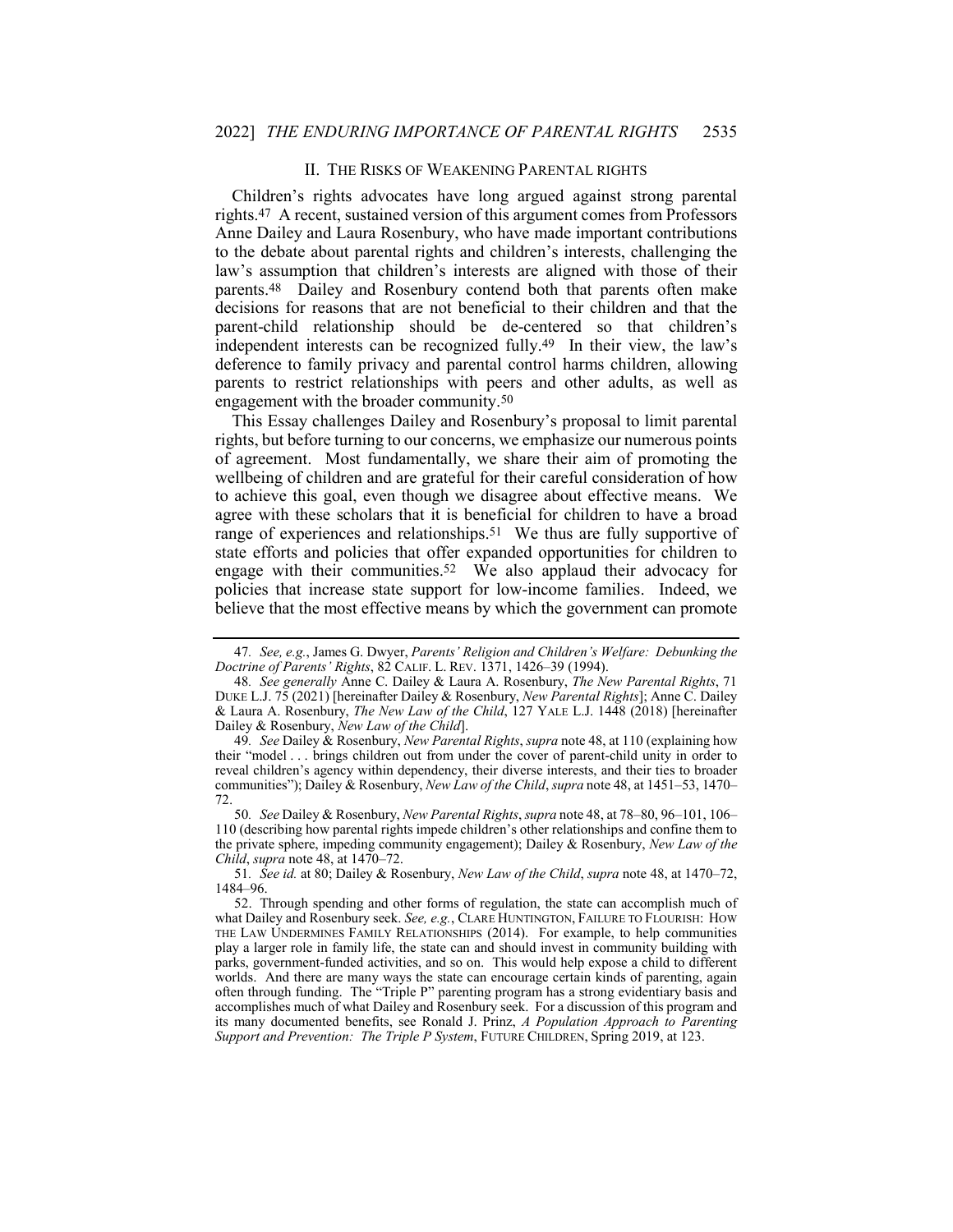## II. THE RISKS OF WEAKENING PARENTAL RIGHTS

Children's rights advocates have long argued against strong parental rights.[47] A recent, sustained version of this argument comes from Professors Anne Dailey and Laura Rosenbury, who have made important contributions to the debate about parental rights and children's interests, challenging the law's assumption that children's interests are aligned with those of their parents.[48] Dailey and Rosenbury contend both that parents often make decisions for reasons that are not beneficial to their children and that the parent-child relationship should be de-centered so that children's independent interests can be recognized fully.[49] In their view, the law's deference to family privacy and parental control harms children, allowing parents to restrict relationships with peers and other adults, as well as engagement with the broader community.[50]

This Essay challenges Dailey and Rosenbury's proposal to limit parental rights, but before turning to our concerns, we emphasize our numerous points of agreement. Most fundamentally, we share their aim of promoting the wellbeing of children and are grateful for their careful consideration of how to achieve this goal, even though we disagree about effective means. We agree with these scholars that it is beneficial for children to have a broad range of experiences and relationships.[51] We thus are fully supportive of state efforts and policies that offer expanded opportunities for children to engage with their communities.[52] We also applaud their advocacy for policies that increase state support for low-income families. Indeed, we believe that the most effective means by which the government can promote

---

47. *See, e.g.*, James G. Dwyer, *Parents' Religion and Children's Welfare: Debunking the Doctrine of Parents' Rights*, 82 CALIF. L. REV. 1371, 1426–39 (1994).

48. *See generally* Anne C. Dailey & Laura A. Rosenbury, *The New Parental Rights*, 71 DUKE L.J. 75 (2021) [hereinafter Dailey & Rosenbury, *New Parental Rights*]; Anne C. Dailey & Laura A. Rosenbury, *The New Law of the Child*, 127 YALE L.J. 1448 (2018) [hereinafter Dailey & Rosenbury, *New Law of the Child*].

49. *See* Dailey & Rosenbury, *New Parental Rights*, *supra* note 48, at 110 (explaining how their "model . . . brings children out from under the cover of parent-child unity in order to reveal children's agency within dependency, their diverse interests, and their ties to broader communities"); Dailey & Rosenbury, *New Law of the Child*, *supra* note 48, at 1451–53, 1470–72.

50. *See* Dailey & Rosenbury, *New Parental Rights*, *supra* note 48, at 78–80, 96–101, 106–110 (describing how parental rights impede children's other relationships and confine them to the private sphere, impeding community engagement); Dailey & Rosenbury, *New Law of the Child*, *supra* note 48, at 1470–72.

51. *See id.* at 80; Dailey & Rosenbury, *New Law of the Child*, *supra* note 48, at 1470–72, 1484–96.

52. Through spending and other forms of regulation, the state can accomplish much of what Dailey and Rosenbury seek. *See, e.g.*, CLARE HUNTINGTON, FAILURE TO FLOURISH: HOW THE LAW UNDERMINES FAMILY RELATIONSHIPS (2014). For example, to help communities play a larger role in family life, the state can and should invest in community building with parks, government-funded activities, and so on. This would help expose a child to different worlds. And there are many ways the state can encourage certain kinds of parenting, again often through funding. The "Triple P" parenting program has a strong evidentiary basis and accomplishes much of what Dailey and Rosenbury seek. For a discussion of this program and its many documented benefits, see Ronald J. Prinz, *A Population Approach to Parenting Support and Prevention: The Triple P System*, FUTURE CHILDREN, Spring 2019, at 123.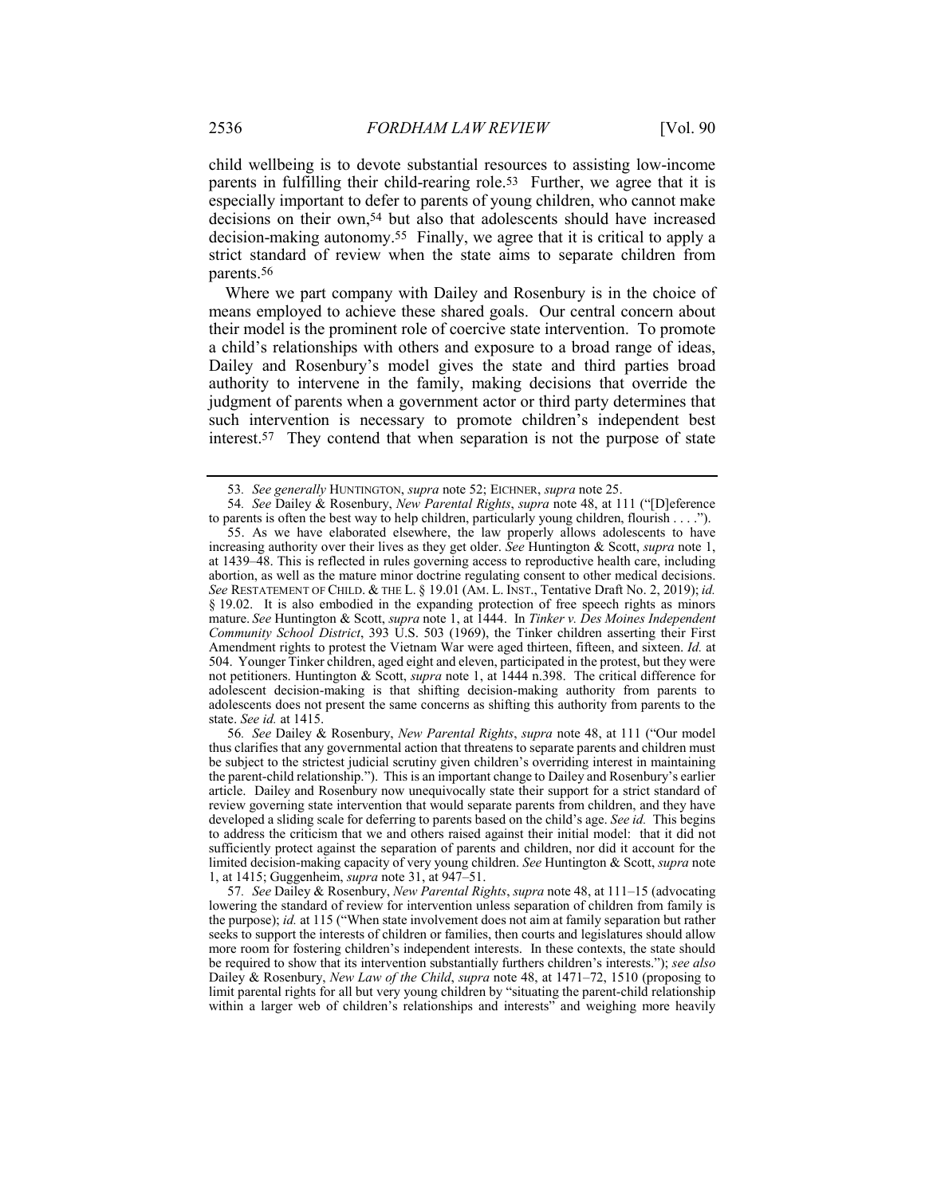child wellbeing is to devote substantial resources to assisting low-income parents in fulfilling their child-rearing role.[53] Further, we agree that it is especially important to defer to parents of young children, who cannot make decisions on their own,[54] but also that adolescents should have increased decision-making autonomy.[55] Finally, we agree that it is critical to apply a strict standard of review when the state aims to separate children from parents.[56]

Where we part company with Dailey and Rosenbury is in the choice of means employed to achieve these shared goals. Our central concern about their model is the prominent role of coercive state intervention. To promote a child's relationships with others and exposure to a broad range of ideas, Dailey and Rosenbury's model gives the state and third parties broad authority to intervene in the family, making decisions that override the judgment of parents when a government actor or third party determines that such intervention is necessary to promote children's independent best interest.[57] They contend that when separation is not the purpose of state

---

53. *See generally* HUNTINGTON, *supra* note 52; EICHNER, *supra* note 25.

54. *See* Dailey & Rosenbury, *New Parental Rights*, *supra* note 48, at 111 ("[D]eference to parents is often the best way to help children, particularly young children, flourish . . . .").

55. As we have elaborated elsewhere, the law properly allows adolescents to have increasing authority over their lives as they get older. *See* Huntington & Scott, *supra* note 1, at 1439–48. This is reflected in rules governing access to reproductive health care, including abortion, as well as the mature minor doctrine regulating consent to other medical decisions. *See* RESTATEMENT OF CHILD. & THE L. § 19.01 (AM. L. INST., Tentative Draft No. 2, 2019); *id.* § 19.02. It is also embodied in the expanding protection of free speech rights as minors mature. *See* Huntington & Scott, *supra* note 1, at 1444. In *Tinker v. Des Moines Independent Community School District*, 393 U.S. 503 (1969), the Tinker children asserting their First Amendment rights to protest the Vietnam War were aged thirteen, fifteen, and sixteen. *Id.* at 504. Younger Tinker children, aged eight and eleven, participated in the protest, but they were not petitioners. Huntington & Scott, *supra* note 1, at 1444 n.398. The critical difference for adolescent decision-making is that shifting decision-making authority from parents to adolescents does not present the same concerns as shifting this authority from parents to the state. *See id.* at 1415.

56. *See* Dailey & Rosenbury, *New Parental Rights*, *supra* note 48, at 111 ("Our model thus clarifies that any governmental action that threatens to separate parents and children must be subject to the strictest judicial scrutiny given children's overriding interest in maintaining the parent-child relationship."). This is an important change to Dailey and Rosenbury's earlier article. Dailey and Rosenbury now unequivocally state their support for a strict standard of review governing state intervention that would separate parents from children, and they have developed a sliding scale for deferring to parents based on the child's age. *See id.* This begins to address the criticism that we and others raised against their initial model: that it did not sufficiently protect against the separation of parents and children, nor did it account for the limited decision-making capacity of very young children. *See* Huntington & Scott, *supra* note 1, at 1415; Guggenheim, *supra* note 31, at 947–51.

57. *See* Dailey & Rosenbury, *New Parental Rights*, *supra* note 48, at 111–15 (advocating lowering the standard of review for intervention unless separation of children from family is the purpose); *id.* at 115 ("When state involvement does not aim at family separation but rather seeks to support the interests of children or families, then courts and legislatures should allow more room for fostering children's independent interests. In these contexts, the state should be required to show that its intervention substantially furthers children's interests."); *see also* Dailey & Rosenbury, *New Law of the Child*, *supra* note 48, at 1471–72, 1510 (proposing to limit parental rights for all but very young children by "situating the parent-child relationship within a larger web of children's relationships and interests" and weighing more heavily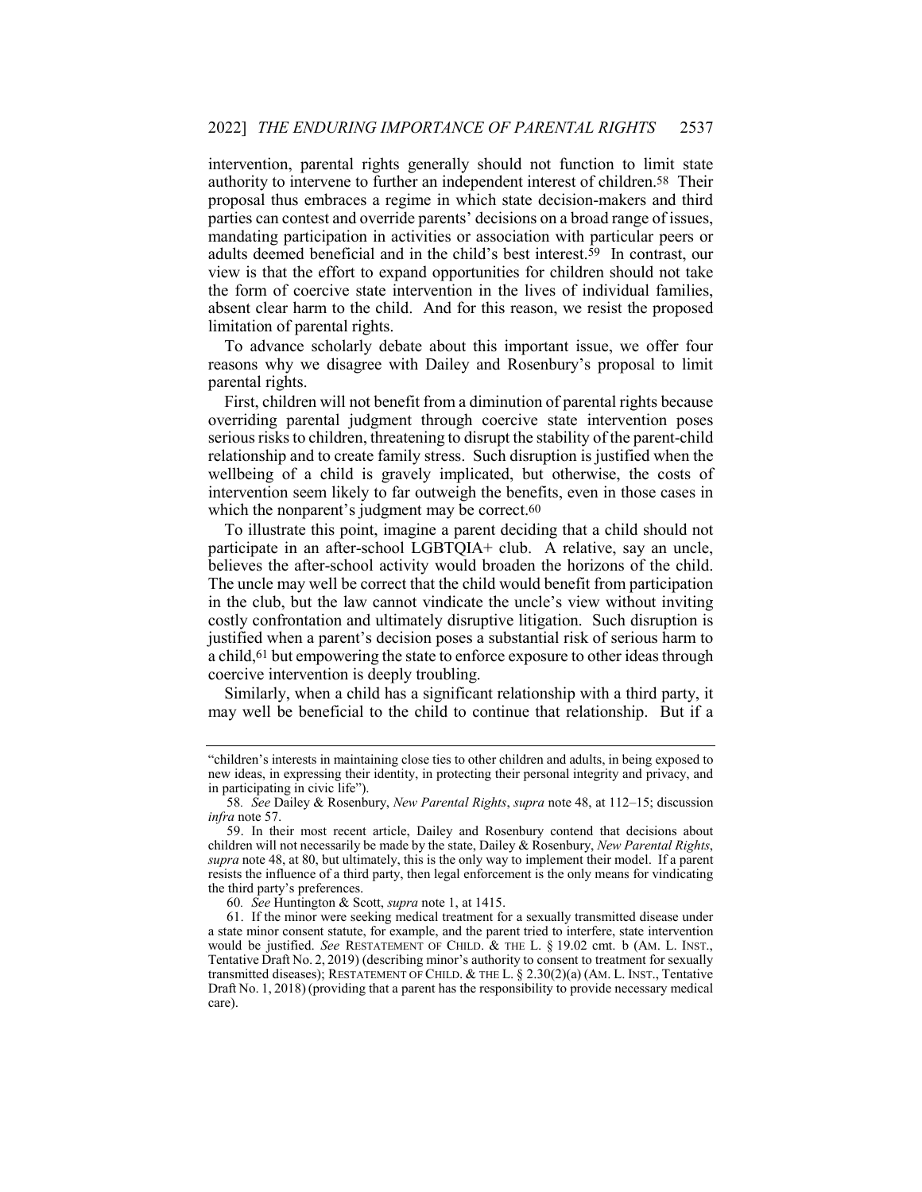intervention, parental rights generally should not function to limit state authority to intervene to further an independent interest of children.[58] Their proposal thus embraces a regime in which state decision-makers and third parties can contest and override parents' decisions on a broad range of issues, mandating participation in activities or association with particular peers or adults deemed beneficial and in the child's best interest.[59] In contrast, our view is that the effort to expand opportunities for children should not take the form of coercive state intervention in the lives of individual families, absent clear harm to the child. And for this reason, we resist the proposed limitation of parental rights.

To advance scholarly debate about this important issue, we offer four reasons why we disagree with Dailey and Rosenbury's proposal to limit parental rights.

First, children will not benefit from a diminution of parental rights because overriding parental judgment through coercive state intervention poses serious risks to children, threatening to disrupt the stability of the parent-child relationship and to create family stress. Such disruption is justified when the wellbeing of a child is gravely implicated, but otherwise, the costs of intervention seem likely to far outweigh the benefits, even in those cases in which the nonparent's judgment may be correct.[60]

To illustrate this point, imagine a parent deciding that a child should not participate in an after-school LGBTQIA+ club. A relative, say an uncle, believes the after-school activity would broaden the horizons of the child. The uncle may well be correct that the child would benefit from participation in the club, but the law cannot vindicate the uncle's view without inviting costly confrontation and ultimately disruptive litigation. Such disruption is justified when a parent's decision poses a substantial risk of serious harm to a child,[61] but empowering the state to enforce exposure to other ideas through coercive intervention is deeply troubling.

Similarly, when a child has a significant relationship with a third party, it may well be beneficial to the child to continue that relationship. But if a

---

"children's interests in maintaining close ties to other children and adults, in being exposed to new ideas, in expressing their identity, in protecting their personal integrity and privacy, and in participating in civic life").

58. *See* Dailey & Rosenbury, *New Parental Rights*, *supra* note 48, at 112–15; discussion *infra* note 57.

59. In their most recent article, Dailey and Rosenbury contend that decisions about children will not necessarily be made by the state, Dailey & Rosenbury, *New Parental Rights*, *supra* note 48, at 80, but ultimately, this is the only way to implement their model. If a parent resists the influence of a third party, then legal enforcement is the only means for vindicating the third party's preferences.

60. *See* Huntington & Scott, *supra* note 1, at 1415.

61. If the minor were seeking medical treatment for a sexually transmitted disease under a state minor consent statute, for example, and the parent tried to interfere, state intervention would be justified. *See* RESTATEMENT OF CHILD. & THE L. § 19.02 cmt. b (AM. L. INST., Tentative Draft No. 2, 2019) (describing minor's authority to consent to treatment for sexually transmitted diseases); RESTATEMENT OF CHILD. & THE L. § 2.30(2)(a) (AM. L. INST., Tentative Draft No. 1, 2018) (providing that a parent has the responsibility to provide necessary medical care).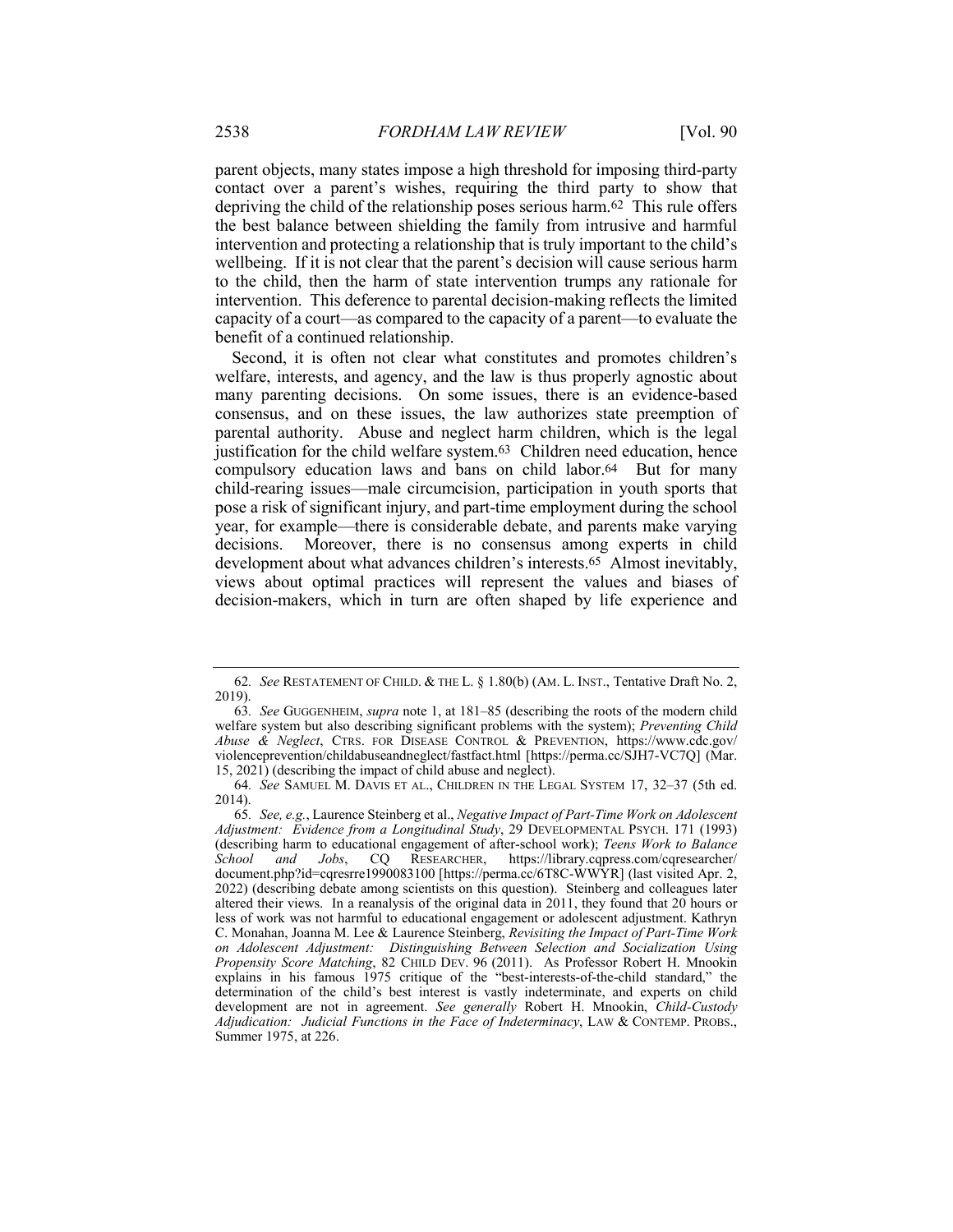parent objects, many states impose a high threshold for imposing third-party contact over a parent's wishes, requiring the third party to show that depriving the child of the relationship poses serious harm.[62] This rule offers the best balance between shielding the family from intrusive and harmful intervention and protecting a relationship that is truly important to the child's wellbeing. If it is not clear that the parent's decision will cause serious harm to the child, then the harm of state intervention trumps any rationale for intervention. This deference to parental decision-making reflects the limited capacity of a court—as compared to the capacity of a parent—to evaluate the benefit of a continued relationship.

Second, it is often not clear what constitutes and promotes children's welfare, interests, and agency, and the law is thus properly agnostic about many parenting decisions. On some issues, there is an evidence-based consensus, and on these issues, the law authorizes state preemption of parental authority. Abuse and neglect harm children, which is the legal justification for the child welfare system.[63] Children need education, hence compulsory education laws and bans on child labor.[64] But for many child-rearing issues—male circumcision, participation in youth sports that pose a risk of significant injury, and part-time employment during the school year, for example—there is considerable debate, and parents make varying decisions. Moreover, there is no consensus among experts in child development about what advances children's interests.[65] Almost inevitably, views about optimal practices will represent the values and biases of decision-makers, which in turn are often shaped by life experience and

---

62. *See* RESTATEMENT OF CHILD. & THE L. § 1.80(b) (AM. L. INST., Tentative Draft No. 2, 2019).

63. *See* GUGGENHEIM, *supra* note 1, at 181–85 (describing the roots of the modern child welfare system but also describing significant problems with the system); *Preventing Child Abuse & Neglect*, CTRS. FOR DISEASE CONTROL & PREVENTION, https://www.cdc.gov/violenceprevention/childabuseandneglect/fastfact.html [https://perma.cc/SJH7-VC7Q] (Mar. 15, 2021) (describing the impact of child abuse and neglect).

64. *See* SAMUEL M. DAVIS ET AL., CHILDREN IN THE LEGAL SYSTEM 17, 32–37 (5th ed. 2014).

65. *See, e.g.*, Laurence Steinberg et al., *Negative Impact of Part-Time Work on Adolescent Adjustment: Evidence from a Longitudinal Study*, 29 DEVELOPMENTAL PSYCH. 171 (1993) (describing harm to educational engagement of after-school work); *Teens Work to Balance School and Jobs*, CQ RESEARCHER, https://library.cqpress.com/cqresearcher/document.php?id=cqresrre1990083100 [https://perma.cc/6T8C-WWYR] (last visited Apr. 2, 2022) (describing debate among scientists on this question). Steinberg and colleagues later altered their views. In a reanalysis of the original data in 2011, they found that 20 hours or less of work was not harmful to educational engagement or adolescent adjustment. Kathryn C. Monahan, Joanna M. Lee & Laurence Steinberg, *Revisiting the Impact of Part-Time Work on Adolescent Adjustment: Distinguishing Between Selection and Socialization Using Propensity Score Matching*, 82 CHILD DEV. 96 (2011). As Professor Robert H. Mnookin explains in his famous 1975 critique of the "best-interests-of-the-child standard," the determination of the child's best interest is vastly indeterminate, and experts on child development are not in agreement. *See generally* Robert H. Mnookin, *Child-Custody Adjudication: Judicial Functions in the Face of Indeterminacy*, LAW & CONTEMP. PROBS., Summer 1975, at 226.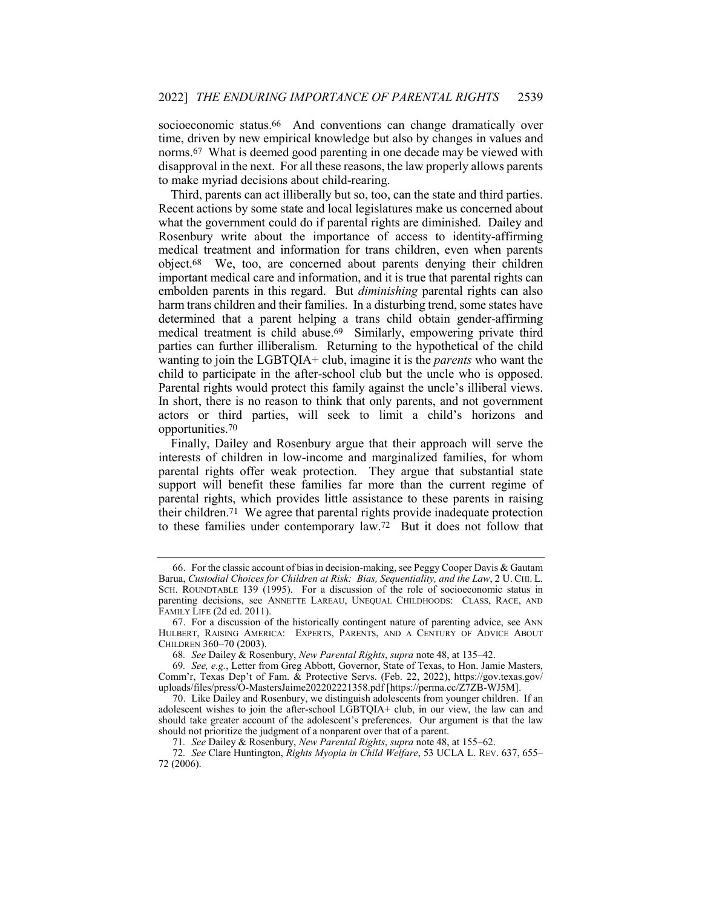socioeconomic status.[66] And conventions can change dramatically over time, driven by new empirical knowledge but also by changes in values and norms.[67] What is deemed good parenting in one decade may be viewed with disapproval in the next. For all these reasons, the law properly allows parents to make myriad decisions about child-rearing.

Third, parents can act illiberally but so, too, can the state and third parties. Recent actions by some state and local legislatures make us concerned about what the government could do if parental rights are diminished. Dailey and Rosenbury write about the importance of access to identity-affirming medical treatment and information for trans children, even when parents object.[68] We, too, are concerned about parents denying their children important medical care and information, and it is true that parental rights can embolden parents in this regard. But *diminishing* parental rights can also harm trans children and their families. In a disturbing trend, some states have determined that a parent helping a trans child obtain gender-affirming medical treatment is child abuse.[69] Similarly, empowering private third parties can further illiberalism. Returning to the hypothetical of the child wanting to join the LGBTQIA+ club, imagine it is the *parents* who want the child to participate in the after-school club but the uncle who is opposed. Parental rights would protect this family against the uncle's illiberal views. In short, there is no reason to think that only parents, and not government actors or third parties, will seek to limit a child's horizons and opportunities.[70]

Finally, Dailey and Rosenbury argue that their approach will serve the interests of children in low-income and marginalized families, for whom parental rights offer weak protection. They argue that substantial state support will benefit these families far more than the current regime of parental rights, which provides little assistance to these parents in raising their children.[71] We agree that parental rights provide inadequate protection to these families under contemporary law.[72] But it does not follow that

---

66. For the classic account of bias in decision-making, see Peggy Cooper Davis & Gautam Barua, *Custodial Choices for Children at Risk: Bias, Sequentiality, and the Law*, 2 U. CHI. L. SCH. ROUNDTABLE 139 (1995). For a discussion of the role of socioeconomic status in parenting decisions, see ANNETTE LAREAU, UNEQUAL CHILDHOODS: CLASS, RACE, AND FAMILY LIFE (2d ed. 2011).

67. For a discussion of the historically contingent nature of parenting advice, see ANN HULBERT, RAISING AMERICA: EXPERTS, PARENTS, AND A CENTURY OF ADVICE ABOUT CHILDREN 360–70 (2003).

68. *See* Dailey & Rosenbury, *New Parental Rights*, *supra* note 48, at 135–42.

69. *See, e.g.*, Letter from Greg Abbott, Governor, State of Texas, to Hon. Jamie Masters, Comm'r, Texas Dep't of Fam. & Protective Servs. (Feb. 22, 2022), https://gov.texas.gov/uploads/files/press/O-MastersJaime202202221358.pdf [https://perma.cc/Z7ZB-WJ5M].

70. Like Dailey and Rosenbury, we distinguish adolescents from younger children. If an adolescent wishes to join the after-school LGBTQIA+ club, in our view, the law can and should take greater account of the adolescent's preferences. Our argument is that the law should not prioritize the judgment of a nonparent over that of a parent.

71. *See* Dailey & Rosenbury, *New Parental Rights*, *supra* note 48, at 155–62.

72. *See* Clare Huntington, *Rights Myopia in Child Welfare*, 53 UCLA L. REV. 637, 655–72 (2006).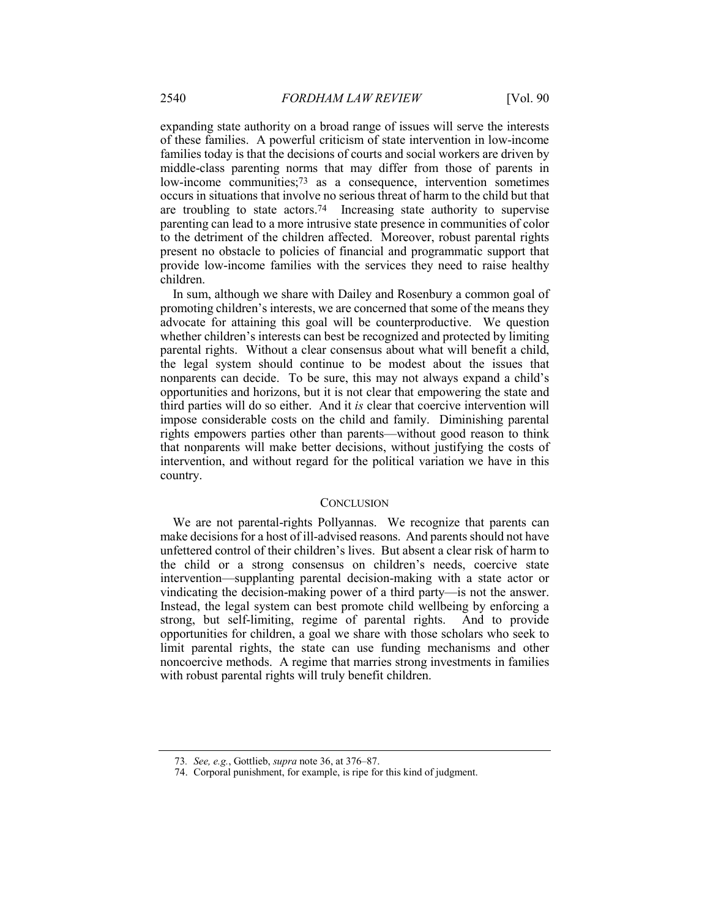expanding state authority on a broad range of issues will serve the interests of these families. A powerful criticism of state intervention in low-income families today is that the decisions of courts and social workers are driven by middle-class parenting norms that may differ from those of parents in low-income communities;[73] as a consequence, intervention sometimes occurs in situations that involve no serious threat of harm to the child but that are troubling to state actors.[74] Increasing state authority to supervise parenting can lead to a more intrusive state presence in communities of color to the detriment of the children affected. Moreover, robust parental rights present no obstacle to policies of financial and programmatic support that provide low-income families with the services they need to raise healthy children.

In sum, although we share with Dailey and Rosenbury a common goal of promoting children's interests, we are concerned that some of the means they advocate for attaining this goal will be counterproductive. We question whether children's interests can best be recognized and protected by limiting parental rights. Without a clear consensus about what will benefit a child, the legal system should continue to be modest about the issues that nonparents can decide. To be sure, this may not always expand a child's opportunities and horizons, but it is not clear that empowering the state and third parties will do so either. And it *is* clear that coercive intervention will impose considerable costs on the child and family. Diminishing parental rights empowers parties other than parents—without good reason to think that nonparents will make better decisions, without justifying the costs of intervention, and without regard for the political variation we have in this country.

## CONCLUSION

We are not parental-rights Pollyannas. We recognize that parents can make decisions for a host of ill-advised reasons. And parents should not have unfettered control of their children's lives. But absent a clear risk of harm to the child or a strong consensus on children's needs, coercive state intervention—supplanting parental decision-making with a state actor or vindicating the decision-making power of a third party—is not the answer. Instead, the legal system can best promote child wellbeing by enforcing a strong, but self-limiting, regime of parental rights. And to provide opportunities for children, a goal we share with those scholars who seek to limit parental rights, the state can use funding mechanisms and other noncoercive methods. A regime that marries strong investments in families with robust parental rights will truly benefit children.

---

73. *See, e.g.*, Gottlieb, *supra* note 36, at 376–87.

74. Corporal punishment, for example, is ripe for this kind of judgment.